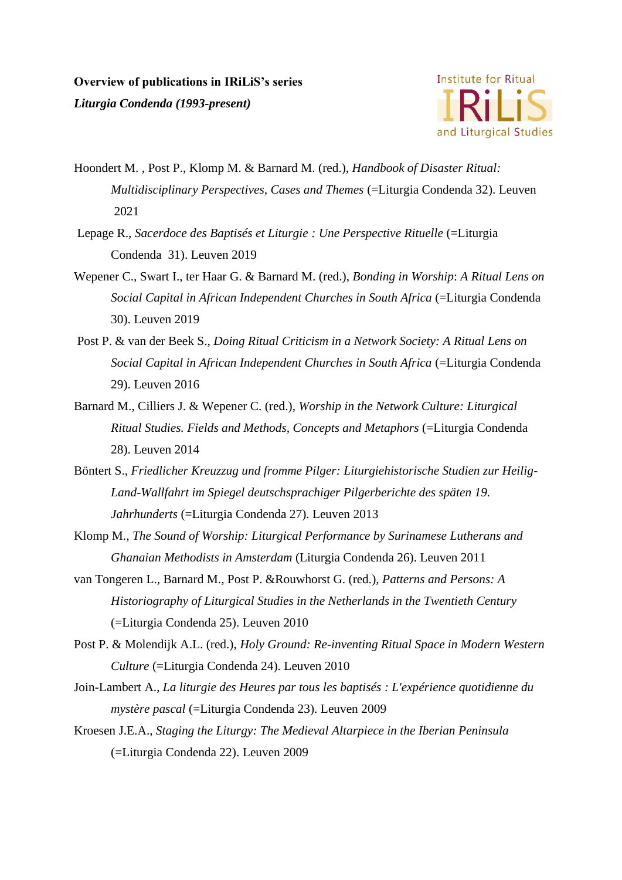**Overview of publications in IRiLiS's series**
***Liturgia Condenda (1993-present)***

Institute for Ritual IRiLiS and Liturgical Studies

Hoondert M. , Post P., Klomp M. & Barnard M. (red.), *Handbook of Disaster Ritual: Multidisciplinary Perspectives, Cases and Themes* (=Liturgia Condenda 32). Leuven 2021

Lepage R., *Sacerdoce des Baptisés et Liturgie : Une Perspective Rituelle* (=Liturgia Condenda 31). Leuven 2019

Wepener C., Swart I., ter Haar G. & Barnard M. (red.), *Bonding in Worship*: *A Ritual Lens on Social Capital in African Independent Churches in South Africa* (=Liturgia Condenda 30). Leuven 2019

Post P. & van der Beek S., *Doing Ritual Criticism in a Network Society: A Ritual Lens on Social Capital in African Independent Churches in South Africa* (=Liturgia Condenda 29). Leuven 2016

Barnard M., Cilliers J. & Wepener C. (red.), *Worship in the Network Culture: Liturgical Ritual Studies. Fields and Methods, Concepts and Metaphors* (=Liturgia Condenda 28). Leuven 2014

Böntert S., *Friedlicher Kreuzzug und fromme Pilger: Liturgiehistorische Studien zur Heilig-Land-Wallfahrt im Spiegel deutschsprachiger Pilgerberichte des späten 19. Jahrhunderts* (=Liturgia Condenda 27). Leuven 2013

Klomp M., *The Sound of Worship: Liturgical Performance by Surinamese Lutherans and Ghanaian Methodists in Amsterdam* (Liturgia Condenda 26). Leuven 2011

van Tongeren L., Barnard M., Post P. &Rouwhorst G. (red.), *Patterns and Persons: A Historiography of Liturgical Studies in the Netherlands in the Twentieth Century* (=Liturgia Condenda 25). Leuven 2010

Post P. & Molendijk A.L. (red.), *Holy Ground: Re-inventing Ritual Space in Modern Western Culture* (=Liturgia Condenda 24). Leuven 2010

Join-Lambert A., *La liturgie des Heures par tous les baptisés : L'expérience quotidienne du mystère pascal* (=Liturgia Condenda 23). Leuven 2009

Kroesen J.E.A., *Staging the Liturgy: The Medieval Altarpiece in the Iberian Peninsula* (=Liturgia Condenda 22). Leuven 2009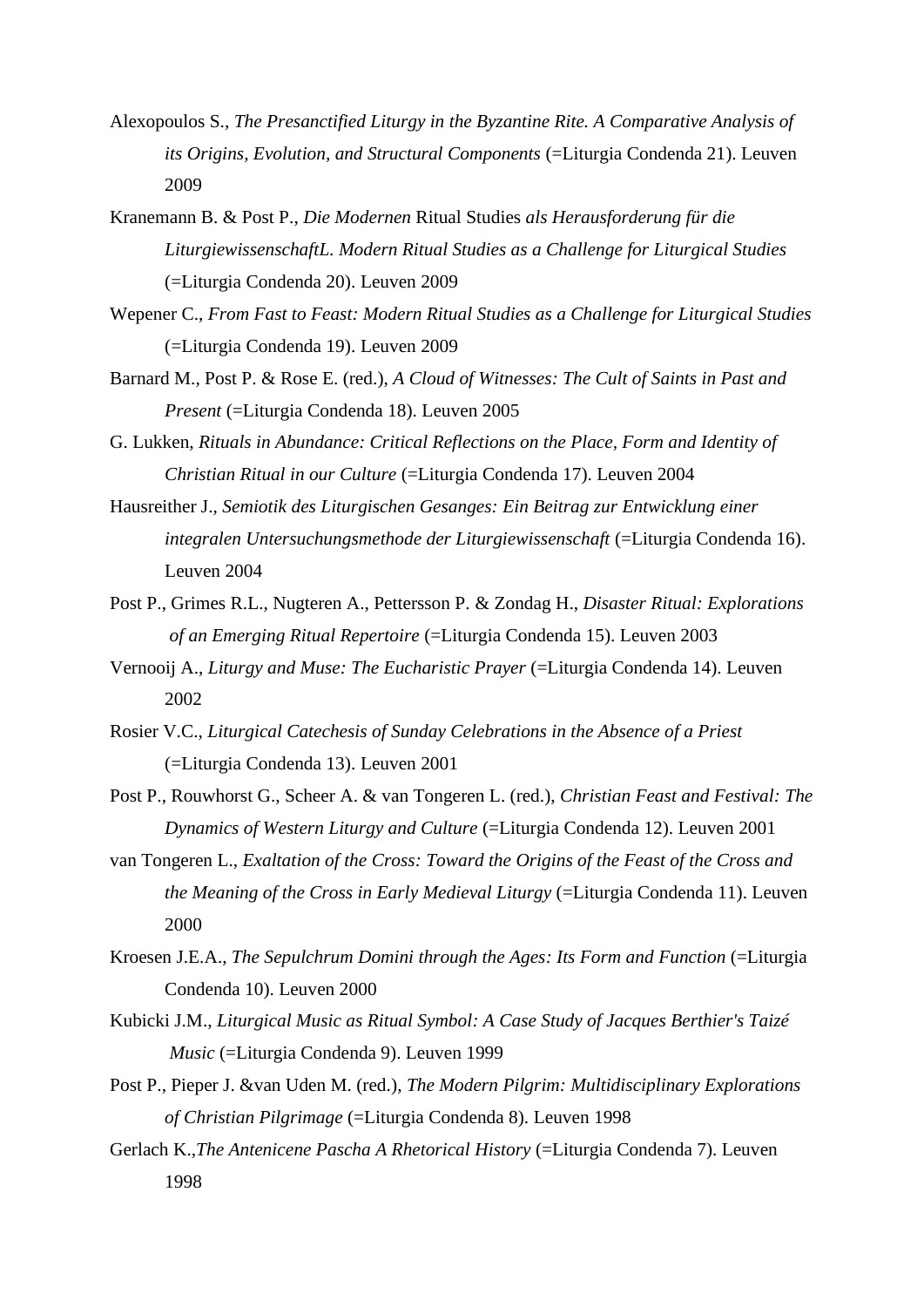Alexopoulos S., *The Presanctified Liturgy in the Byzantine Rite. A Comparative Analysis of its Origins, Evolution, and Structural Components* (=Liturgia Condenda 21). Leuven 2009

Kranemann B. & Post P., *Die Modernen* Ritual Studies *als Herausforderung für die LiturgiewissenschaftL. Modern Ritual Studies as a Challenge for Liturgical Studies* (=Liturgia Condenda 20). Leuven 2009

Wepener C., *From Fast to Feast: Modern Ritual Studies as a Challenge for Liturgical Studies* (=Liturgia Condenda 19). Leuven 2009

Barnard M., Post P. & Rose E. (red.), *A Cloud of Witnesses: The Cult of Saints in Past and Present* (=Liturgia Condenda 18). Leuven 2005

G. Lukken, *Rituals in Abundance: Critical Reflections on the Place, Form and Identity of Christian Ritual in our Culture* (=Liturgia Condenda 17). Leuven 2004

Hausreither J., *Semiotik des Liturgischen Gesanges: Ein Beitrag zur Entwicklung einer integralen Untersuchungsmethode der Liturgiewissenschaft* (=Liturgia Condenda 16). Leuven 2004

Post P., Grimes R.L., Nugteren A., Pettersson P. & Zondag H., *Disaster Ritual: Explorations of an Emerging Ritual Repertoire* (=Liturgia Condenda 15). Leuven 2003

Vernooij A., *Liturgy and Muse: The Eucharistic Prayer* (=Liturgia Condenda 14). Leuven 2002

Rosier V.C., *Liturgical Catechesis of Sunday Celebrations in the Absence of a Priest* (=Liturgia Condenda 13). Leuven 2001

Post P., Rouwhorst G., Scheer A. & van Tongeren L. (red.), *Christian Feast and Festival: The Dynamics of Western Liturgy and Culture* (=Liturgia Condenda 12). Leuven 2001

van Tongeren L., *Exaltation of the Cross: Toward the Origins of the Feast of the Cross and the Meaning of the Cross in Early Medieval Liturgy* (=Liturgia Condenda 11). Leuven 2000

Kroesen J.E.A., *The Sepulchrum Domini through the Ages: Its Form and Function* (=Liturgia Condenda 10). Leuven 2000

Kubicki J.M., *Liturgical Music as Ritual Symbol: A Case Study of Jacques Berthier's Taizé Music* (=Liturgia Condenda 9). Leuven 1999

Post P., Pieper J. &van Uden M. (red.), *The Modern Pilgrim: Multidisciplinary Explorations of Christian Pilgrimage* (=Liturgia Condenda 8). Leuven 1998

Gerlach K.,*The Antenicene Pascha A Rhetorical History* (=Liturgia Condenda 7). Leuven 1998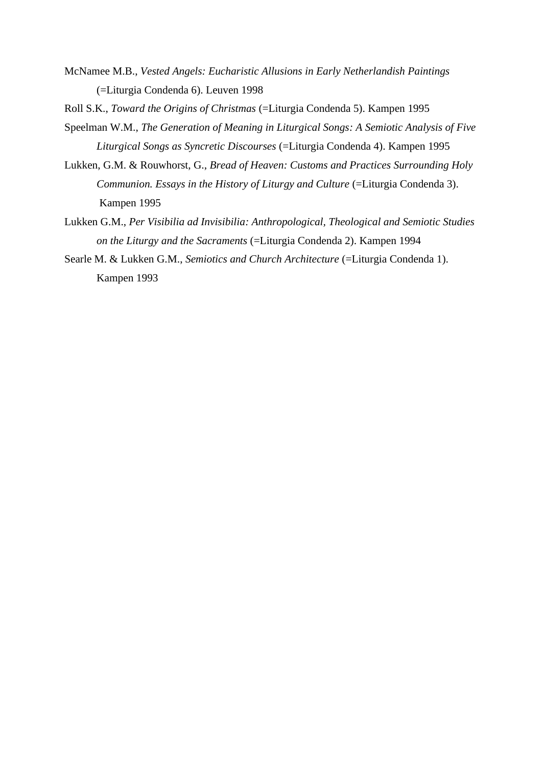McNamee M.B., *Vested Angels: Eucharistic Allusions in Early Netherlandish Paintings* (=Liturgia Condenda 6). Leuven 1998

Roll S.K., *Toward the Origins of Christmas* (=Liturgia Condenda 5). Kampen 1995

Speelman W.M., *The Generation of Meaning in Liturgical Songs: A Semiotic Analysis of Five Liturgical Songs as Syncretic Discourses* (=Liturgia Condenda 4). Kampen 1995

Lukken, G.M. & Rouwhorst, G., *Bread of Heaven: Customs and Practices Surrounding Holy Communion. Essays in the History of Liturgy and Culture* (=Liturgia Condenda 3). Kampen 1995

Lukken G.M., *Per Visibilia ad Invisibilia: Anthropological, Theological and Semiotic Studies on the Liturgy and the Sacraments* (=Liturgia Condenda 2). Kampen 1994

Searle M. & Lukken G.M., *Semiotics and Church Architecture* (=Liturgia Condenda 1). Kampen 1993